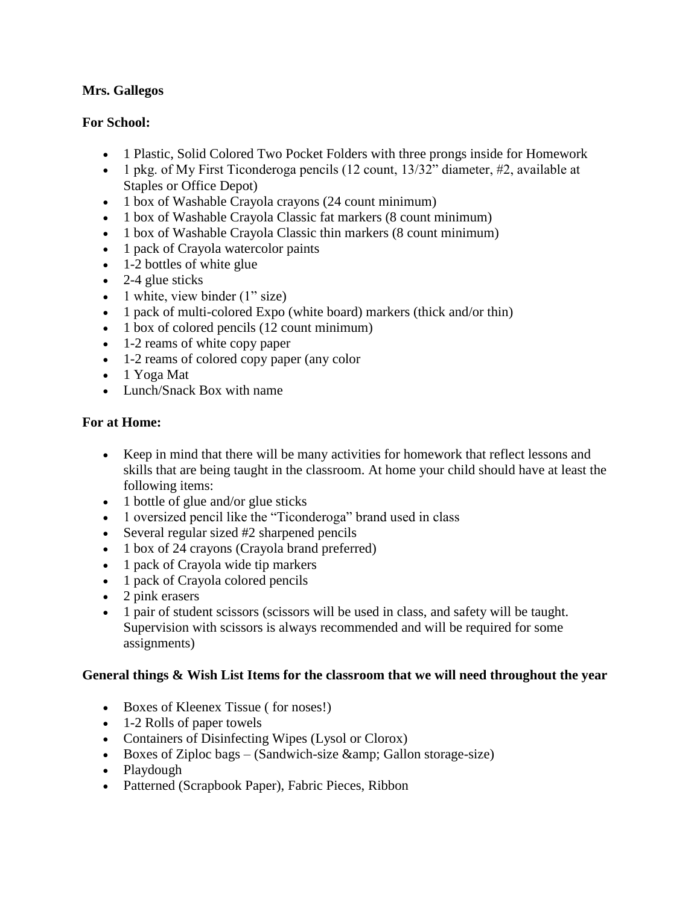**Mrs. Gallegos**

**For School:**

- 1 Plastic, Solid Colored Two Pocket Folders with three prongs inside for Homework
- 1 pkg. of My First Ticonderoga pencils (12 count, 13/32" diameter, #2, available at Staples or Office Depot)
- 1 box of Washable Crayola crayons (24 count minimum)
- 1 box of Washable Crayola Classic fat markers (8 count minimum)
- 1 box of Washable Crayola Classic thin markers (8 count minimum)
- 1 pack of Crayola watercolor paints
- 1-2 bottles of white glue
- 2-4 glue sticks
- 1 white, view binder (1" size)
- 1 pack of multi-colored Expo (white board) markers (thick and/or thin)
- 1 box of colored pencils (12 count minimum)
- 1-2 reams of white copy paper
- 1-2 reams of colored copy paper (any color
- 1 Yoga Mat
- Lunch/Snack Box with name

**For at Home:**

- Keep in mind that there will be many activities for homework that reflect lessons and skills that are being taught in the classroom. At home your child should have at least the following items:
- 1 bottle of glue and/or glue sticks
- 1 oversized pencil like the "Ticonderoga" brand used in class
- Several regular sized #2 sharpened pencils
- 1 box of 24 crayons (Crayola brand preferred)
- 1 pack of Crayola wide tip markers
- 1 pack of Crayola colored pencils
- 2 pink erasers
- 1 pair of student scissors (scissors will be used in class, and safety will be taught. Supervision with scissors is always recommended and will be required for some assignments)

**General things & Wish List Items for the classroom that we will need throughout the year**

- Boxes of Kleenex Tissue ( for noses!)
- 1-2 Rolls of paper towels
- Containers of Disinfecting Wipes (Lysol or Clorox)
- Boxes of Ziploc bags – (Sandwich-size &amp; Gallon storage-size)
- Playdough
- Patterned (Scrapbook Paper), Fabric Pieces, Ribbon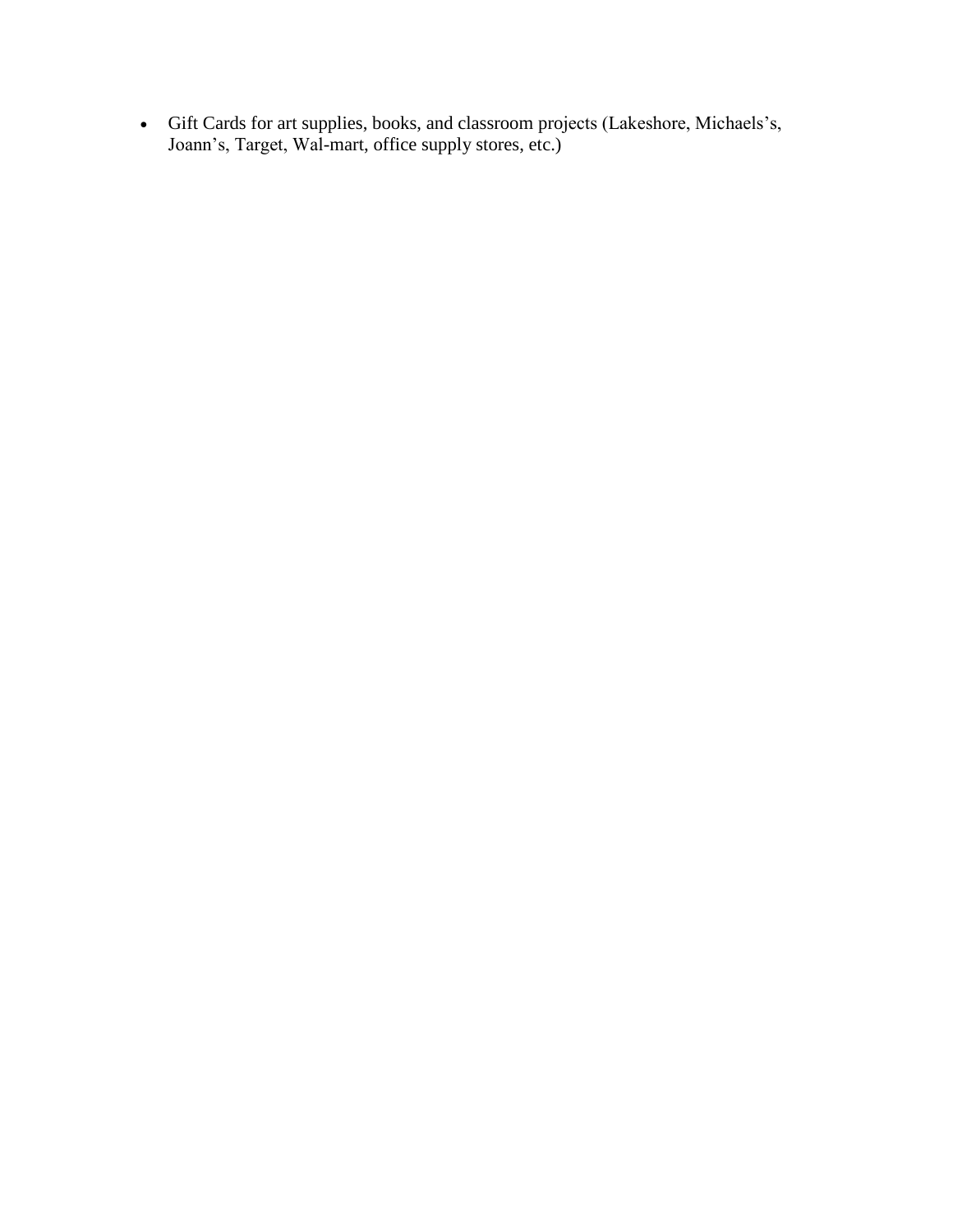- Gift Cards for art supplies, books, and classroom projects (Lakeshore, Michaels's, Joann's, Target, Wal-mart, office supply stores, etc.)